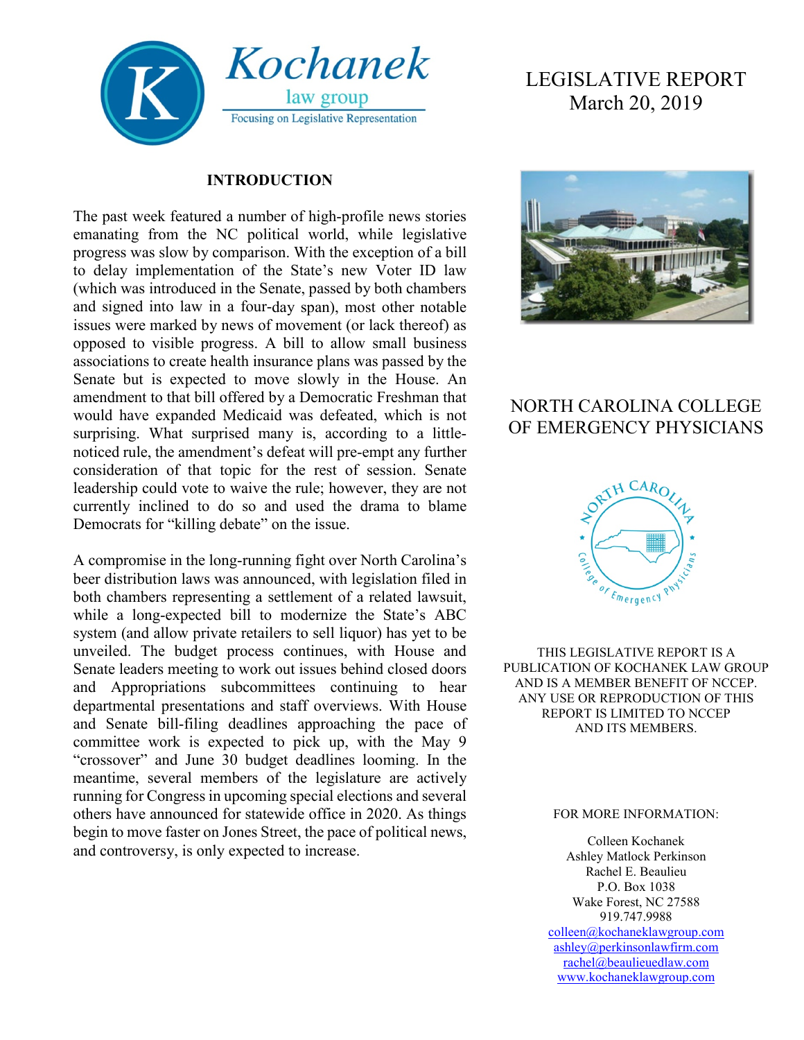Kochanek law group
Focusing on Legislative Representation

# LEGISLATIVE REPORT
March 20, 2019

## NORTH CAROLINA COLLEGE OF EMERGENCY PHYSICIANS

THIS LEGISLATIVE REPORT IS A PUBLICATION OF KOCHANEK LAW GROUP AND IS A MEMBER BENEFIT OF NCCEP. ANY USE OR REPRODUCTION OF THIS REPORT IS LIMITED TO NCCEP AND ITS MEMBERS.

FOR MORE INFORMATION:

Colleen Kochanek
Ashley Matlock Perkinson
Rachel E. Beaulieu
P.O. Box 1038
Wake Forest, NC 27588
919.747.9988
colleen@kochaneklawgroup.com
ashley@perkinsonlawfirm.com
rachel@beaulieuedlaw.com
www.kochaneklawgroup.com

### INTRODUCTION

The past week featured a number of high-profile news stories emanating from the NC political world, while legislative progress was slow by comparison. With the exception of a bill to delay implementation of the State's new Voter ID law (which was introduced in the Senate, passed by both chambers and signed into law in a four-day span), most other notable issues were marked by news of movement (or lack thereof) as opposed to visible progress. A bill to allow small business associations to create health insurance plans was passed by the Senate but is expected to move slowly in the House. An amendment to that bill offered by a Democratic Freshman that would have expanded Medicaid was defeated, which is not surprising. What surprised many is, according to a little-noticed rule, the amendment's defeat will pre-empt any further consideration of that topic for the rest of session. Senate leadership could vote to waive the rule; however, they are not currently inclined to do so and used the drama to blame Democrats for "killing debate" on the issue.

A compromise in the long-running fight over North Carolina's beer distribution laws was announced, with legislation filed in both chambers representing a settlement of a related lawsuit, while a long-expected bill to modernize the State's ABC system (and allow private retailers to sell liquor) has yet to be unveiled. The budget process continues, with House and Senate leaders meeting to work out issues behind closed doors and Appropriations subcommittees continuing to hear departmental presentations and staff overviews. With House and Senate bill-filing deadlines approaching the pace of committee work is expected to pick up, with the May 9 "crossover" and June 30 budget deadlines looming. In the meantime, several members of the legislature are actively running for Congress in upcoming special elections and several others have announced for statewide office in 2020. As things begin to move faster on Jones Street, the pace of political news, and controversy, is only expected to increase.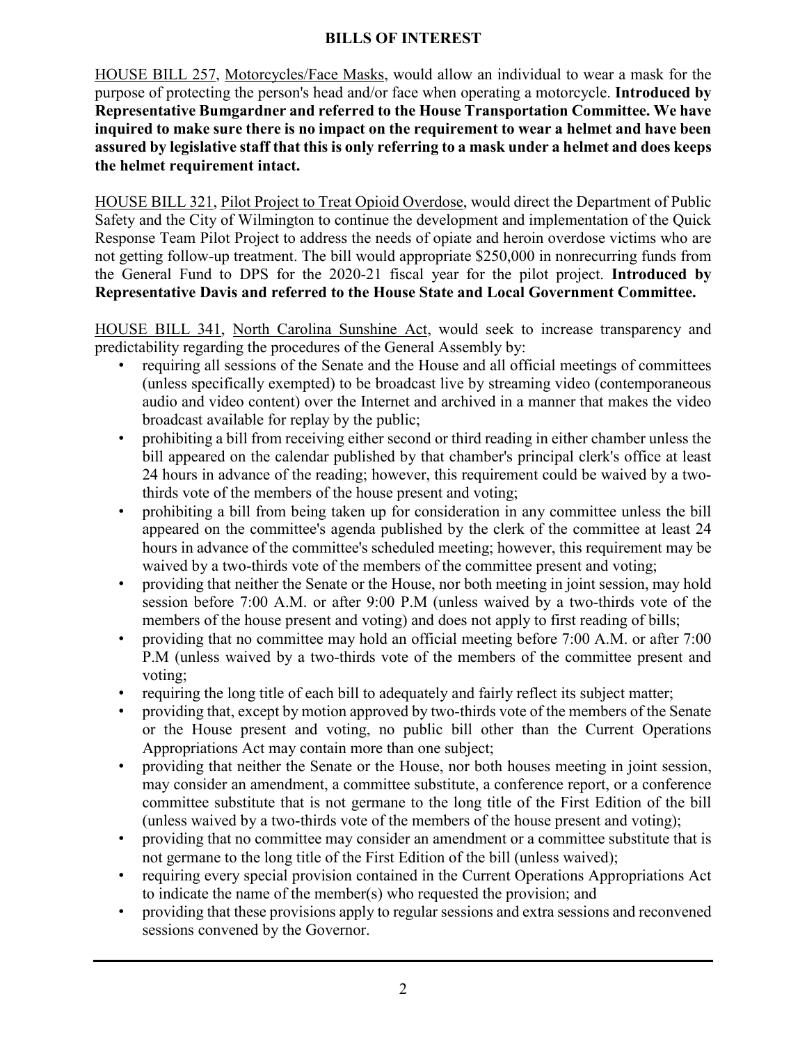## BILLS OF INTEREST

HOUSE BILL 257, Motorcycles/Face Masks, would allow an individual to wear a mask for the purpose of protecting the person's head and/or face when operating a motorcycle. **Introduced by Representative Bumgardner and referred to the House Transportation Committee. We have inquired to make sure there is no impact on the requirement to wear a helmet and have been assured by legislative staff that this is only referring to a mask under a helmet and does keeps the helmet requirement intact.**

HOUSE BILL 321, Pilot Project to Treat Opioid Overdose, would direct the Department of Public Safety and the City of Wilmington to continue the development and implementation of the Quick Response Team Pilot Project to address the needs of opiate and heroin overdose victims who are not getting follow-up treatment. The bill would appropriate $250,000 in nonrecurring funds from the General Fund to DPS for the 2020-21 fiscal year for the pilot project. **Introduced by Representative Davis and referred to the House State and Local Government Committee.**

HOUSE BILL 341, North Carolina Sunshine Act, would seek to increase transparency and predictability regarding the procedures of the General Assembly by:

- requiring all sessions of the Senate and the House and all official meetings of committees (unless specifically exempted) to be broadcast live by streaming video (contemporaneous audio and video content) over the Internet and archived in a manner that makes the video broadcast available for replay by the public;
- prohibiting a bill from receiving either second or third reading in either chamber unless the bill appeared on the calendar published by that chamber's principal clerk's office at least 24 hours in advance of the reading; however, this requirement could be waived by a two-thirds vote of the members of the house present and voting;
- prohibiting a bill from being taken up for consideration in any committee unless the bill appeared on the committee's agenda published by the clerk of the committee at least 24 hours in advance of the committee's scheduled meeting; however, this requirement may be waived by a two-thirds vote of the members of the committee present and voting;
- providing that neither the Senate or the House, nor both meeting in joint session, may hold session before 7:00 A.M. or after 9:00 P.M (unless waived by a two-thirds vote of the members of the house present and voting) and does not apply to first reading of bills;
- providing that no committee may hold an official meeting before 7:00 A.M. or after 7:00 P.M (unless waived by a two-thirds vote of the members of the committee present and voting;
- requiring the long title of each bill to adequately and fairly reflect its subject matter;
- providing that, except by motion approved by two-thirds vote of the members of the Senate or the House present and voting, no public bill other than the Current Operations Appropriations Act may contain more than one subject;
- providing that neither the Senate or the House, nor both houses meeting in joint session, may consider an amendment, a committee substitute, a conference report, or a conference committee substitute that is not germane to the long title of the First Edition of the bill (unless waived by a two-thirds vote of the members of the house present and voting);
- providing that no committee may consider an amendment or a committee substitute that is not germane to the long title of the First Edition of the bill (unless waived);
- requiring every special provision contained in the Current Operations Appropriations Act to indicate the name of the member(s) who requested the provision; and
- providing that these provisions apply to regular sessions and extra sessions and reconvened sessions convened by the Governor.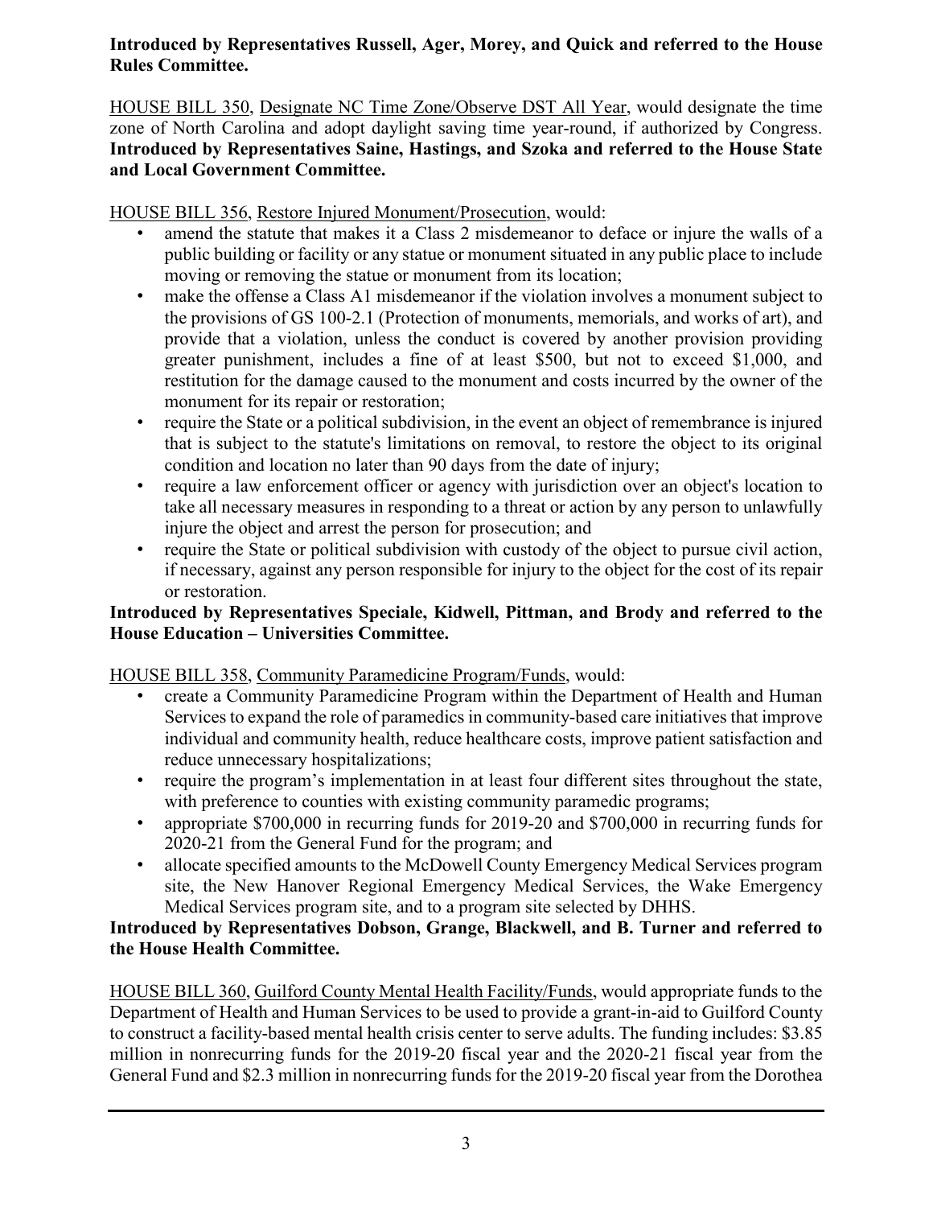**Introduced by Representatives Russell, Ager, Morey, and Quick and referred to the House Rules Committee.**

HOUSE BILL 350, Designate NC Time Zone/Observe DST All Year, would designate the time zone of North Carolina and adopt daylight saving time year-round, if authorized by Congress. **Introduced by Representatives Saine, Hastings, and Szoka and referred to the House State and Local Government Committee.**

HOUSE BILL 356, Restore Injured Monument/Prosecution, would:

- amend the statute that makes it a Class 2 misdemeanor to deface or injure the walls of a public building or facility or any statue or monument situated in any public place to include moving or removing the statue or monument from its location;
- make the offense a Class A1 misdemeanor if the violation involves a monument subject to the provisions of GS 100-2.1 (Protection of monuments, memorials, and works of art), and provide that a violation, unless the conduct is covered by another provision providing greater punishment, includes a fine of at least $500, but not to exceed $1,000, and restitution for the damage caused to the monument and costs incurred by the owner of the monument for its repair or restoration;
- require the State or a political subdivision, in the event an object of remembrance is injured that is subject to the statute's limitations on removal, to restore the object to its original condition and location no later than 90 days from the date of injury;
- require a law enforcement officer or agency with jurisdiction over an object's location to take all necessary measures in responding to a threat or action by any person to unlawfully injure the object and arrest the person for prosecution; and
- require the State or political subdivision with custody of the object to pursue civil action, if necessary, against any person responsible for injury to the object for the cost of its repair or restoration.

**Introduced by Representatives Speciale, Kidwell, Pittman, and Brody and referred to the House Education – Universities Committee.**

HOUSE BILL 358, Community Paramedicine Program/Funds, would:

- create a Community Paramedicine Program within the Department of Health and Human Services to expand the role of paramedics in community-based care initiatives that improve individual and community health, reduce healthcare costs, improve patient satisfaction and reduce unnecessary hospitalizations;
- require the program's implementation in at least four different sites throughout the state, with preference to counties with existing community paramedic programs;
- appropriate $700,000 in recurring funds for 2019-20 and $700,000 in recurring funds for 2020-21 from the General Fund for the program; and
- allocate specified amounts to the McDowell County Emergency Medical Services program site, the New Hanover Regional Emergency Medical Services, the Wake Emergency Medical Services program site, and to a program site selected by DHHS.

**Introduced by Representatives Dobson, Grange, Blackwell, and B. Turner and referred to the House Health Committee.**

HOUSE BILL 360, Guilford County Mental Health Facility/Funds, would appropriate funds to the Department of Health and Human Services to be used to provide a grant-in-aid to Guilford County to construct a facility-based mental health crisis center to serve adults. The funding includes: $3.85 million in nonrecurring funds for the 2019-20 fiscal year and the 2020-21 fiscal year from the General Fund and $2.3 million in nonrecurring funds for the 2019-20 fiscal year from the Dorothea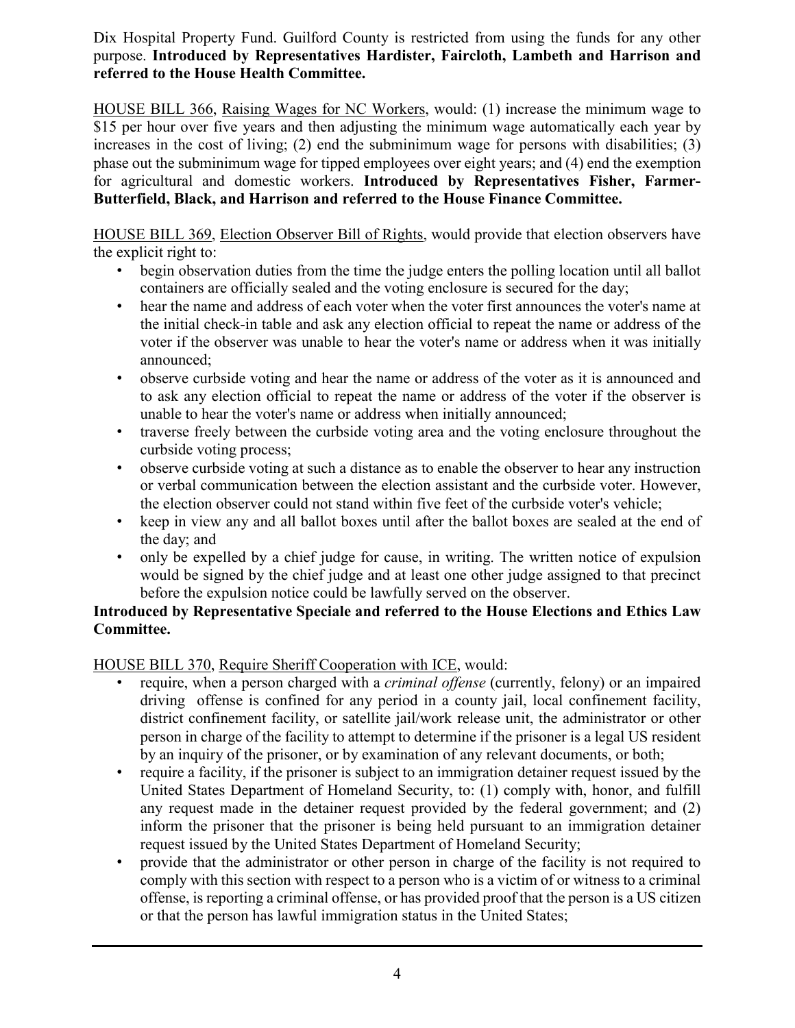Dix Hospital Property Fund. Guilford County is restricted from using the funds for any other purpose. **Introduced by Representatives Hardister, Faircloth, Lambeth and Harrison and referred to the House Health Committee.**

HOUSE BILL 366, Raising Wages for NC Workers, would: (1) increase the minimum wage to $15 per hour over five years and then adjusting the minimum wage automatically each year by increases in the cost of living; (2) end the subminimum wage for persons with disabilities; (3) phase out the subminimum wage for tipped employees over eight years; and (4) end the exemption for agricultural and domestic workers. **Introduced by Representatives Fisher, Farmer-Butterfield, Black, and Harrison and referred to the House Finance Committee.**

HOUSE BILL 369, Election Observer Bill of Rights, would provide that election observers have the explicit right to:

- begin observation duties from the time the judge enters the polling location until all ballot containers are officially sealed and the voting enclosure is secured for the day;
- hear the name and address of each voter when the voter first announces the voter's name at the initial check-in table and ask any election official to repeat the name or address of the voter if the observer was unable to hear the voter's name or address when it was initially announced;
- observe curbside voting and hear the name or address of the voter as it is announced and to ask any election official to repeat the name or address of the voter if the observer is unable to hear the voter's name or address when initially announced;
- traverse freely between the curbside voting area and the voting enclosure throughout the curbside voting process;
- observe curbside voting at such a distance as to enable the observer to hear any instruction or verbal communication between the election assistant and the curbside voter. However, the election observer could not stand within five feet of the curbside voter's vehicle;
- keep in view any and all ballot boxes until after the ballot boxes are sealed at the end of the day; and
- only be expelled by a chief judge for cause, in writing. The written notice of expulsion would be signed by the chief judge and at least one other judge assigned to that precinct before the expulsion notice could be lawfully served on the observer.

**Introduced by Representative Speciale and referred to the House Elections and Ethics Law Committee.**

HOUSE BILL 370, Require Sheriff Cooperation with ICE, would:

- require, when a person charged with a *criminal offense* (currently, felony) or an impaired driving offense is confined for any period in a county jail, local confinement facility, district confinement facility, or satellite jail/work release unit, the administrator or other person in charge of the facility to attempt to determine if the prisoner is a legal US resident by an inquiry of the prisoner, or by examination of any relevant documents, or both;
- require a facility, if the prisoner is subject to an immigration detainer request issued by the United States Department of Homeland Security, to: (1) comply with, honor, and fulfill any request made in the detainer request provided by the federal government; and (2) inform the prisoner that the prisoner is being held pursuant to an immigration detainer request issued by the United States Department of Homeland Security;
- provide that the administrator or other person in charge of the facility is not required to comply with this section with respect to a person who is a victim of or witness to a criminal offense, is reporting a criminal offense, or has provided proof that the person is a US citizen or that the person has lawful immigration status in the United States;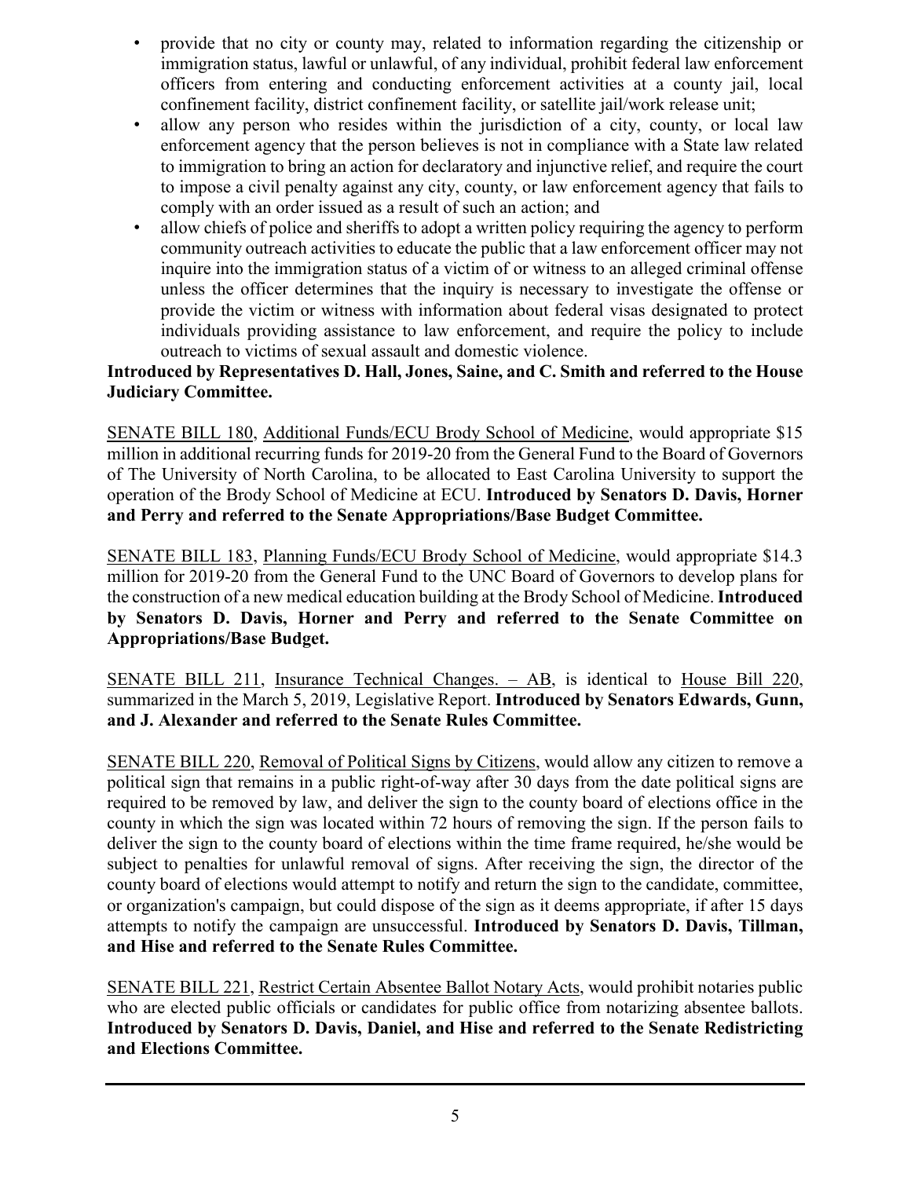- provide that no city or county may, related to information regarding the citizenship or immigration status, lawful or unlawful, of any individual, prohibit federal law enforcement officers from entering and conducting enforcement activities at a county jail, local confinement facility, district confinement facility, or satellite jail/work release unit;
- allow any person who resides within the jurisdiction of a city, county, or local law enforcement agency that the person believes is not in compliance with a State law related to immigration to bring an action for declaratory and injunctive relief, and require the court to impose a civil penalty against any city, county, or law enforcement agency that fails to comply with an order issued as a result of such an action; and
- allow chiefs of police and sheriffs to adopt a written policy requiring the agency to perform community outreach activities to educate the public that a law enforcement officer may not inquire into the immigration status of a victim of or witness to an alleged criminal offense unless the officer determines that the inquiry is necessary to investigate the offense or provide the victim or witness with information about federal visas designated to protect individuals providing assistance to law enforcement, and require the policy to include outreach to victims of sexual assault and domestic violence.

**Introduced by Representatives D. Hall, Jones, Saine, and C. Smith and referred to the House Judiciary Committee.**

SENATE BILL 180, Additional Funds/ECU Brody School of Medicine, would appropriate $15 million in additional recurring funds for 2019-20 from the General Fund to the Board of Governors of The University of North Carolina, to be allocated to East Carolina University to support the operation of the Brody School of Medicine at ECU. **Introduced by Senators D. Davis, Horner and Perry and referred to the Senate Appropriations/Base Budget Committee.**

SENATE BILL 183, Planning Funds/ECU Brody School of Medicine, would appropriate $14.3 million for 2019-20 from the General Fund to the UNC Board of Governors to develop plans for the construction of a new medical education building at the Brody School of Medicine. **Introduced by Senators D. Davis, Horner and Perry and referred to the Senate Committee on Appropriations/Base Budget.**

SENATE BILL 211, Insurance Technical Changes. – AB, is identical to House Bill 220, summarized in the March 5, 2019, Legislative Report. **Introduced by Senators Edwards, Gunn, and J. Alexander and referred to the Senate Rules Committee.**

SENATE BILL 220, Removal of Political Signs by Citizens, would allow any citizen to remove a political sign that remains in a public right-of-way after 30 days from the date political signs are required to be removed by law, and deliver the sign to the county board of elections office in the county in which the sign was located within 72 hours of removing the sign. If the person fails to deliver the sign to the county board of elections within the time frame required, he/she would be subject to penalties for unlawful removal of signs. After receiving the sign, the director of the county board of elections would attempt to notify and return the sign to the candidate, committee, or organization's campaign, but could dispose of the sign as it deems appropriate, if after 15 days attempts to notify the campaign are unsuccessful. **Introduced by Senators D. Davis, Tillman, and Hise and referred to the Senate Rules Committee.**

SENATE BILL 221, Restrict Certain Absentee Ballot Notary Acts, would prohibit notaries public who are elected public officials or candidates for public office from notarizing absentee ballots. **Introduced by Senators D. Davis, Daniel, and Hise and referred to the Senate Redistricting and Elections Committee.**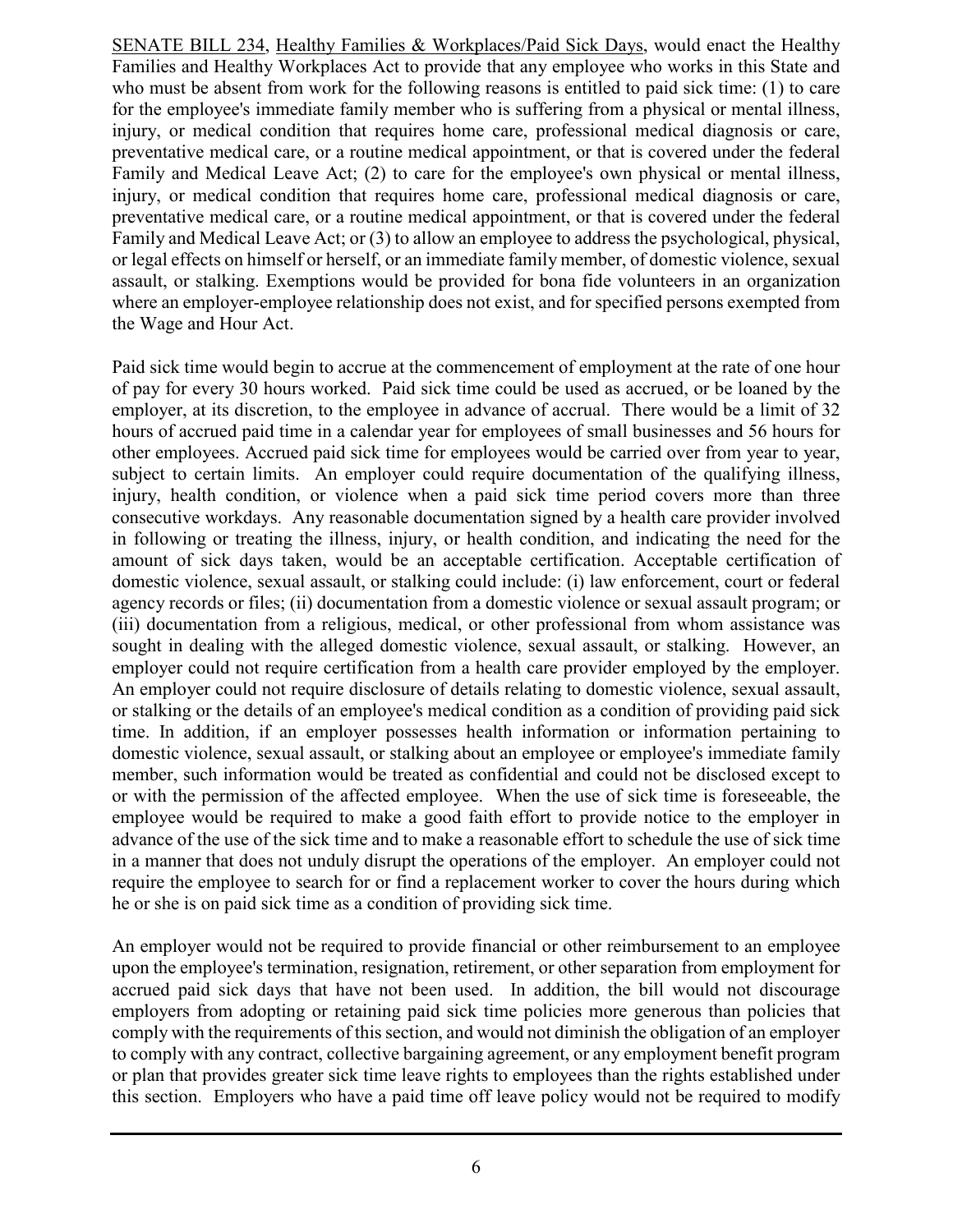<u>SENATE BILL 234</u>, <u>Healthy Families & Workplaces/Paid Sick Days</u>, would enact the Healthy Families and Healthy Workplaces Act to provide that any employee who works in this State and who must be absent from work for the following reasons is entitled to paid sick time: (1) to care for the employee's immediate family member who is suffering from a physical or mental illness, injury, or medical condition that requires home care, professional medical diagnosis or care, preventative medical care, or a routine medical appointment, or that is covered under the federal Family and Medical Leave Act; (2) to care for the employee's own physical or mental illness, injury, or medical condition that requires home care, professional medical diagnosis or care, preventative medical care, or a routine medical appointment, or that is covered under the federal Family and Medical Leave Act; or (3) to allow an employee to address the psychological, physical, or legal effects on himself or herself, or an immediate family member, of domestic violence, sexual assault, or stalking. Exemptions would be provided for bona fide volunteers in an organization where an employer-employee relationship does not exist, and for specified persons exempted from the Wage and Hour Act.

Paid sick time would begin to accrue at the commencement of employment at the rate of one hour of pay for every 30 hours worked. Paid sick time could be used as accrued, or be loaned by the employer, at its discretion, to the employee in advance of accrual. There would be a limit of 32 hours of accrued paid time in a calendar year for employees of small businesses and 56 hours for other employees. Accrued paid sick time for employees would be carried over from year to year, subject to certain limits. An employer could require documentation of the qualifying illness, injury, health condition, or violence when a paid sick time period covers more than three consecutive workdays. Any reasonable documentation signed by a health care provider involved in following or treating the illness, injury, or health condition, and indicating the need for the amount of sick days taken, would be an acceptable certification. Acceptable certification of domestic violence, sexual assault, or stalking could include: (i) law enforcement, court or federal agency records or files; (ii) documentation from a domestic violence or sexual assault program; or (iii) documentation from a religious, medical, or other professional from whom assistance was sought in dealing with the alleged domestic violence, sexual assault, or stalking. However, an employer could not require certification from a health care provider employed by the employer. An employer could not require disclosure of details relating to domestic violence, sexual assault, or stalking or the details of an employee's medical condition as a condition of providing paid sick time. In addition, if an employer possesses health information or information pertaining to domestic violence, sexual assault, or stalking about an employee or employee's immediate family member, such information would be treated as confidential and could not be disclosed except to or with the permission of the affected employee. When the use of sick time is foreseeable, the employee would be required to make a good faith effort to provide notice to the employer in advance of the use of the sick time and to make a reasonable effort to schedule the use of sick time in a manner that does not unduly disrupt the operations of the employer. An employer could not require the employee to search for or find a replacement worker to cover the hours during which he or she is on paid sick time as a condition of providing sick time.

An employer would not be required to provide financial or other reimbursement to an employee upon the employee's termination, resignation, retirement, or other separation from employment for accrued paid sick days that have not been used. In addition, the bill would not discourage employers from adopting or retaining paid sick time policies more generous than policies that comply with the requirements of this section, and would not diminish the obligation of an employer to comply with any contract, collective bargaining agreement, or any employment benefit program or plan that provides greater sick time leave rights to employees than the rights established under this section. Employers who have a paid time off leave policy would not be required to modify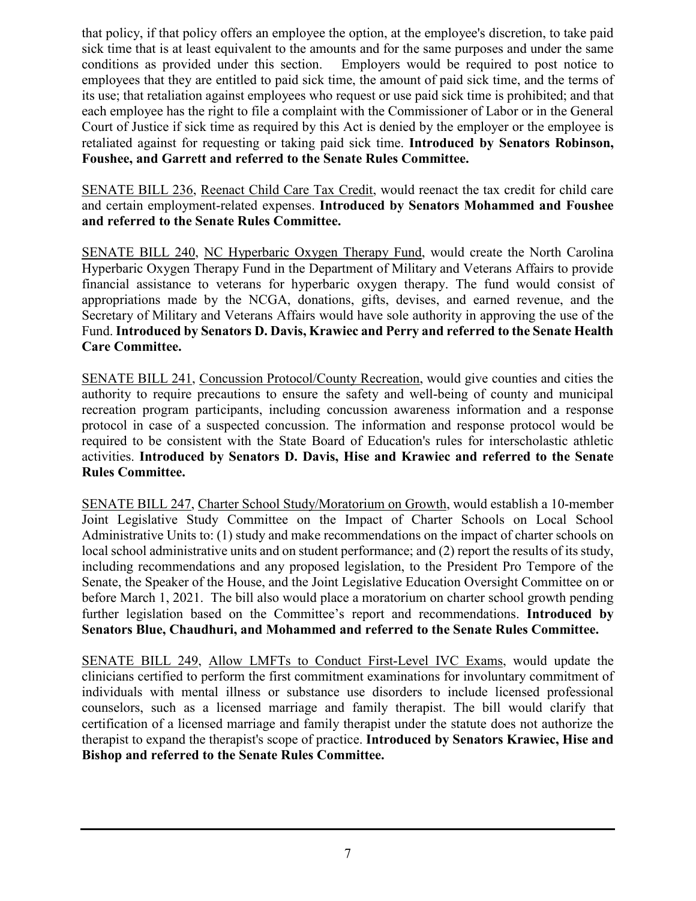that policy, if that policy offers an employee the option, at the employee's discretion, to take paid sick time that is at least equivalent to the amounts and for the same purposes and under the same conditions as provided under this section. Employers would be required to post notice to employees that they are entitled to paid sick time, the amount of paid sick time, and the terms of its use; that retaliation against employees who request or use paid sick time is prohibited; and that each employee has the right to file a complaint with the Commissioner of Labor or in the General Court of Justice if sick time as required by this Act is denied by the employer or the employee is retaliated against for requesting or taking paid sick time. **Introduced by Senators Robinson, Foushee, and Garrett and referred to the Senate Rules Committee.**

SENATE BILL 236, Reenact Child Care Tax Credit, would reenact the tax credit for child care and certain employment-related expenses. **Introduced by Senators Mohammed and Foushee and referred to the Senate Rules Committee.**

SENATE BILL 240, NC Hyperbaric Oxygen Therapy Fund, would create the North Carolina Hyperbaric Oxygen Therapy Fund in the Department of Military and Veterans Affairs to provide financial assistance to veterans for hyperbaric oxygen therapy. The fund would consist of appropriations made by the NCGA, donations, gifts, devises, and earned revenue, and the Secretary of Military and Veterans Affairs would have sole authority in approving the use of the Fund. **Introduced by Senators D. Davis, Krawiec and Perry and referred to the Senate Health Care Committee.**

SENATE BILL 241, Concussion Protocol/County Recreation, would give counties and cities the authority to require precautions to ensure the safety and well-being of county and municipal recreation program participants, including concussion awareness information and a response protocol in case of a suspected concussion. The information and response protocol would be required to be consistent with the State Board of Education's rules for interscholastic athletic activities. **Introduced by Senators D. Davis, Hise and Krawiec and referred to the Senate Rules Committee.**

SENATE BILL 247, Charter School Study/Moratorium on Growth, would establish a 10-member Joint Legislative Study Committee on the Impact of Charter Schools on Local School Administrative Units to: (1) study and make recommendations on the impact of charter schools on local school administrative units and on student performance; and (2) report the results of its study, including recommendations and any proposed legislation, to the President Pro Tempore of the Senate, the Speaker of the House, and the Joint Legislative Education Oversight Committee on or before March 1, 2021. The bill also would place a moratorium on charter school growth pending further legislation based on the Committee's report and recommendations. **Introduced by Senators Blue, Chaudhuri, and Mohammed and referred to the Senate Rules Committee.**

SENATE BILL 249, Allow LMFTs to Conduct First-Level IVC Exams, would update the clinicians certified to perform the first commitment examinations for involuntary commitment of individuals with mental illness or substance use disorders to include licensed professional counselors, such as a licensed marriage and family therapist. The bill would clarify that certification of a licensed marriage and family therapist under the statute does not authorize the therapist to expand the therapist's scope of practice. **Introduced by Senators Krawiec, Hise and Bishop and referred to the Senate Rules Committee.**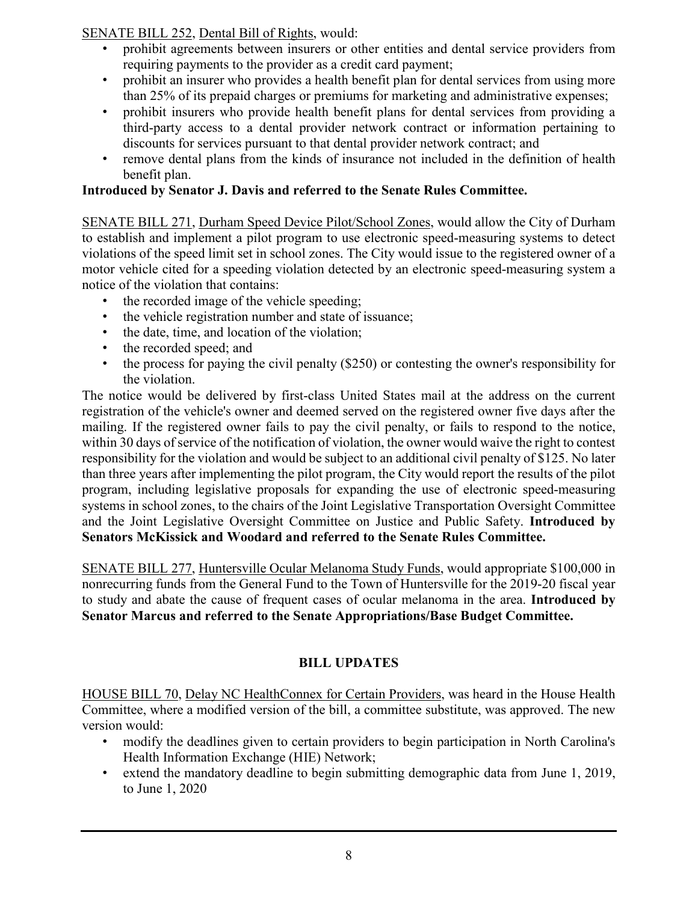SENATE BILL 252, Dental Bill of Rights, would:

- prohibit agreements between insurers or other entities and dental service providers from requiring payments to the provider as a credit card payment;
- prohibit an insurer who provides a health benefit plan for dental services from using more than 25% of its prepaid charges or premiums for marketing and administrative expenses;
- prohibit insurers who provide health benefit plans for dental services from providing a third-party access to a dental provider network contract or information pertaining to discounts for services pursuant to that dental provider network contract; and
- remove dental plans from the kinds of insurance not included in the definition of health benefit plan.

**Introduced by Senator J. Davis and referred to the Senate Rules Committee.**

SENATE BILL 271, Durham Speed Device Pilot/School Zones, would allow the City of Durham to establish and implement a pilot program to use electronic speed-measuring systems to detect violations of the speed limit set in school zones. The City would issue to the registered owner of a motor vehicle cited for a speeding violation detected by an electronic speed-measuring system a notice of the violation that contains:

- the recorded image of the vehicle speeding;
- the vehicle registration number and state of issuance;
- the date, time, and location of the violation;
- the recorded speed; and
- the process for paying the civil penalty ($250) or contesting the owner's responsibility for the violation.

The notice would be delivered by first-class United States mail at the address on the current registration of the vehicle's owner and deemed served on the registered owner five days after the mailing. If the registered owner fails to pay the civil penalty, or fails to respond to the notice, within 30 days of service of the notification of violation, the owner would waive the right to contest responsibility for the violation and would be subject to an additional civil penalty of $125. No later than three years after implementing the pilot program, the City would report the results of the pilot program, including legislative proposals for expanding the use of electronic speed-measuring systems in school zones, to the chairs of the Joint Legislative Transportation Oversight Committee and the Joint Legislative Oversight Committee on Justice and Public Safety. **Introduced by Senators McKissick and Woodard and referred to the Senate Rules Committee.**

SENATE BILL 277, Huntersville Ocular Melanoma Study Funds, would appropriate $100,000 in nonrecurring funds from the General Fund to the Town of Huntersville for the 2019-20 fiscal year to study and abate the cause of frequent cases of ocular melanoma in the area. **Introduced by Senator Marcus and referred to the Senate Appropriations/Base Budget Committee.**

## BILL UPDATES

HOUSE BILL 70, Delay NC HealthConnex for Certain Providers, was heard in the House Health Committee, where a modified version of the bill, a committee substitute, was approved. The new version would:

- modify the deadlines given to certain providers to begin participation in North Carolina's Health Information Exchange (HIE) Network;
- extend the mandatory deadline to begin submitting demographic data from June 1, 2019, to June 1, 2020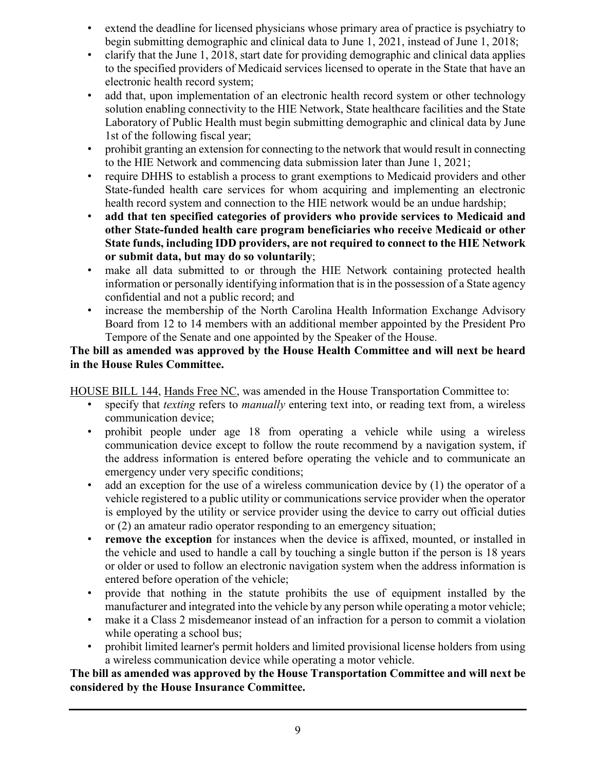- extend the deadline for licensed physicians whose primary area of practice is psychiatry to begin submitting demographic and clinical data to June 1, 2021, instead of June 1, 2018;
- clarify that the June 1, 2018, start date for providing demographic and clinical data applies to the specified providers of Medicaid services licensed to operate in the State that have an electronic health record system;
- add that, upon implementation of an electronic health record system or other technology solution enabling connectivity to the HIE Network, State healthcare facilities and the State Laboratory of Public Health must begin submitting demographic and clinical data by June 1st of the following fiscal year;
- prohibit granting an extension for connecting to the network that would result in connecting to the HIE Network and commencing data submission later than June 1, 2021;
- require DHHS to establish a process to grant exemptions to Medicaid providers and other State-funded health care services for whom acquiring and implementing an electronic health record system and connection to the HIE network would be an undue hardship;
- **add that ten specified categories of providers who provide services to Medicaid and other State-funded health care program beneficiaries who receive Medicaid or other State funds, including IDD providers, are not required to connect to the HIE Network or submit data, but may do so voluntarily**;
- make all data submitted to or through the HIE Network containing protected health information or personally identifying information that is in the possession of a State agency confidential and not a public record; and
- increase the membership of the North Carolina Health Information Exchange Advisory Board from 12 to 14 members with an additional member appointed by the President Pro Tempore of the Senate and one appointed by the Speaker of the House.

**The bill as amended was approved by the House Health Committee and will next be heard in the House Rules Committee.**

HOUSE BILL 144, Hands Free NC, was amended in the House Transportation Committee to:

- specify that *texting* refers to *manually* entering text into, or reading text from, a wireless communication device;
- prohibit people under age 18 from operating a vehicle while using a wireless communication device except to follow the route recommend by a navigation system, if the address information is entered before operating the vehicle and to communicate an emergency under very specific conditions;
- add an exception for the use of a wireless communication device by (1) the operator of a vehicle registered to a public utility or communications service provider when the operator is employed by the utility or service provider using the device to carry out official duties or (2) an amateur radio operator responding to an emergency situation;
- **remove the exception** for instances when the device is affixed, mounted, or installed in the vehicle and used to handle a call by touching a single button if the person is 18 years or older or used to follow an electronic navigation system when the address information is entered before operation of the vehicle;
- provide that nothing in the statute prohibits the use of equipment installed by the manufacturer and integrated into the vehicle by any person while operating a motor vehicle;
- make it a Class 2 misdemeanor instead of an infraction for a person to commit a violation while operating a school bus;
- prohibit limited learner's permit holders and limited provisional license holders from using a wireless communication device while operating a motor vehicle.

**The bill as amended was approved by the House Transportation Committee and will next be considered by the House Insurance Committee.**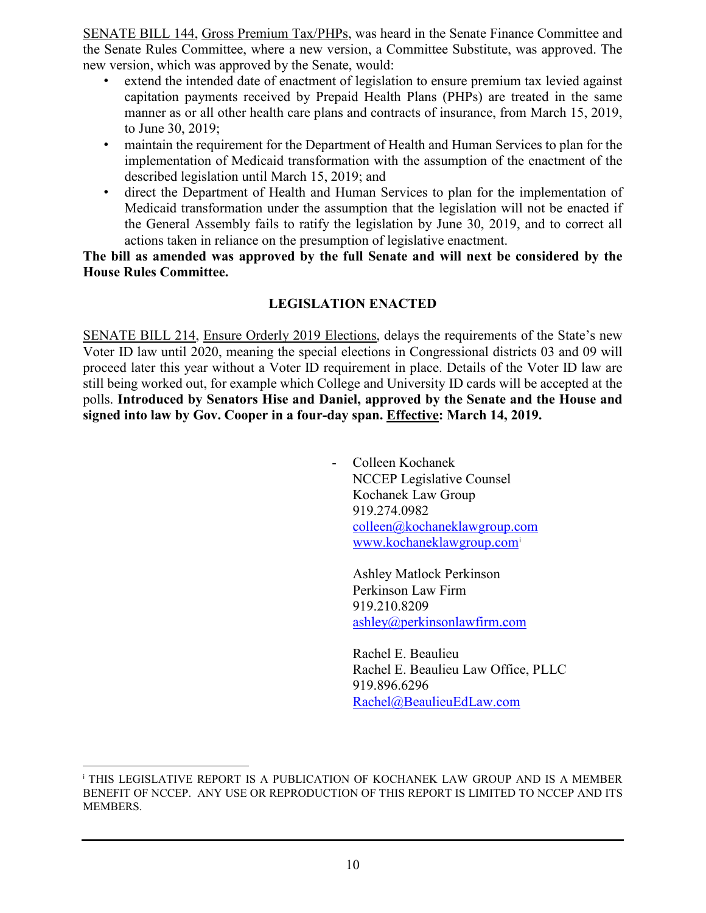SENATE BILL 144, Gross Premium Tax/PHPs, was heard in the Senate Finance Committee and the Senate Rules Committee, where a new version, a Committee Substitute, was approved. The new version, which was approved by the Senate, would:

- extend the intended date of enactment of legislation to ensure premium tax levied against capitation payments received by Prepaid Health Plans (PHPs) are treated in the same manner as or all other health care plans and contracts of insurance, from March 15, 2019, to June 30, 2019;
- maintain the requirement for the Department of Health and Human Services to plan for the implementation of Medicaid transformation with the assumption of the enactment of the described legislation until March 15, 2019; and
- direct the Department of Health and Human Services to plan for the implementation of Medicaid transformation under the assumption that the legislation will not be enacted if the General Assembly fails to ratify the legislation by June 30, 2019, and to correct all actions taken in reliance on the presumption of legislative enactment.

**The bill as amended was approved by the full Senate and will next be considered by the House Rules Committee.**

## LEGISLATION ENACTED

SENATE BILL 214, Ensure Orderly 2019 Elections, delays the requirements of the State's new Voter ID law until 2020, meaning the special elections in Congressional districts 03 and 09 will proceed later this year without a Voter ID requirement in place. Details of the Voter ID law are still being worked out, for example which College and University ID cards will be accepted at the polls. **Introduced by Senators Hise and Daniel, approved by the Senate and the House and signed into law by Gov. Cooper in a four-day span. Effective: March 14, 2019.**

\- Colleen Kochanek
NCCEP Legislative Counsel
Kochanek Law Group
919.274.0982
colleen@kochaneklawgroup.com
www.kochaneklawgroup.com[i]

Ashley Matlock Perkinson
Perkinson Law Firm
919.210.8209
ashley@perkinsonlawfirm.com

Rachel E. Beaulieu
Rachel E. Beaulieu Law Office, PLLC
919.896.6296
Rachel@BeaulieuEdLaw.com

---

[i] THIS LEGISLATIVE REPORT IS A PUBLICATION OF KOCHANEK LAW GROUP AND IS A MEMBER BENEFIT OF NCCEP. ANY USE OR REPRODUCTION OF THIS REPORT IS LIMITED TO NCCEP AND ITS MEMBERS.